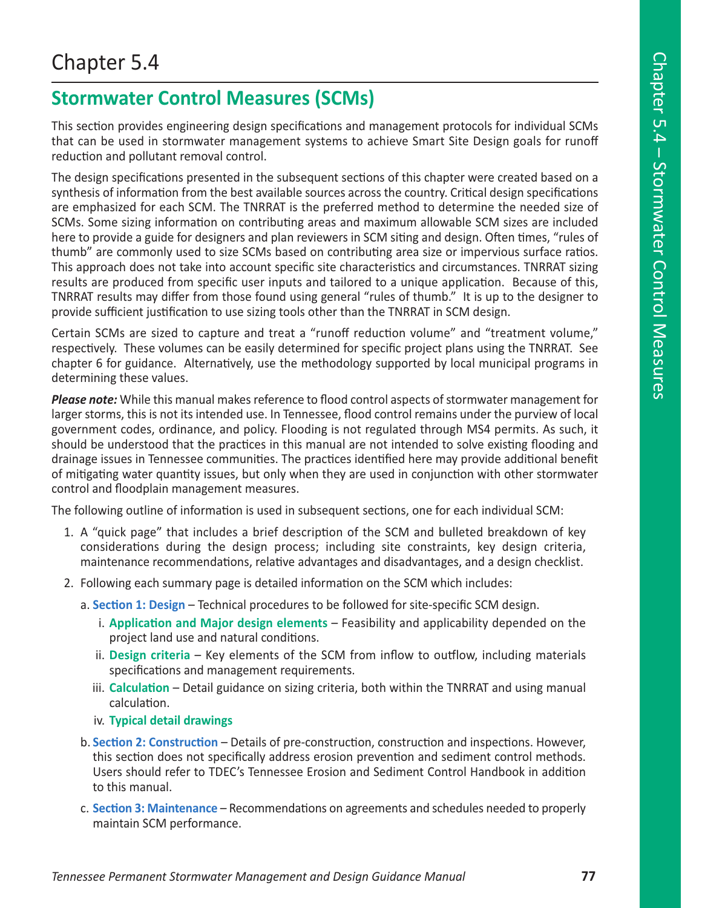# Chapter 5.4

## Stormwater Control Measures (SCMs)

This section provides engineering design specifications and management protocols for individual SCMs that can be used in stormwater management systems to achieve Smart Site Design goals for runoff reduction and pollutant removal control.

The design specifications presented in the subsequent sections of this chapter were created based on a synthesis of information from the best available sources across the country. Critical design specifications are emphasized for each SCM. The TNRRAT is the preferred method to determine the needed size of SCMs. Some sizing information on contributing areas and maximum allowable SCM sizes are included here to provide a guide for designers and plan reviewers in SCM siting and design. Often times, "rules of thumb" are commonly used to size SCMs based on contributing area size or impervious surface ratios. This approach does not take into account specific site characteristics and circumstances. TNRRAT sizing results are produced from specific user inputs and tailored to a unique application. Because of this, TNRRAT results may differ from those found using general "rules of thumb." It is up to the designer to provide sufficient justification to use sizing tools other than the TNRRAT in SCM design.

Certain SCMs are sized to capture and treat a "runoff reduction volume" and "treatment volume," respectively. These volumes can be easily determined for specific project plans using the TNRRAT. See chapter 6 for guidance. Alternatively, use the methodology supported by local municipal programs in determining these values.

***Please note:*** While this manual makes reference to flood control aspects of stormwater management for larger storms, this is not its intended use. In Tennessee, flood control remains under the purview of local government codes, ordinance, and policy. Flooding is not regulated through MS4 permits. As such, it should be understood that the practices in this manual are not intended to solve existing flooding and drainage issues in Tennessee communities. The practices identified here may provide additional benefit of mitigating water quantity issues, but only when they are used in conjunction with other stormwater control and floodplain management measures.

The following outline of information is used in subsequent sections, one for each individual SCM:

1. A "quick page" that includes a brief description of the SCM and bulleted breakdown of key considerations during the design process; including site constraints, key design criteria, maintenance recommendations, relative advantages and disadvantages, and a design checklist.
2. Following each summary page is detailed information on the SCM which includes:
   a. **Section 1: Design** – Technical procedures to be followed for site-specific SCM design.
      i. **Application and Major design elements** – Feasibility and applicability depended on the project land use and natural conditions.
      ii. **Design criteria** – Key elements of the SCM from inflow to outflow, including materials specifications and management requirements.
      iii. **Calculation** – Detail guidance on sizing criteria, both within the TNRRAT and using manual calculation.
      iv. **Typical detail drawings**

   b. **Section 2: Construction** – Details of pre-construction, construction and inspections. However, this section does not specifically address erosion prevention and sediment control methods. Users should refer to TDEC's Tennessee Erosion and Sediment Control Handbook in addition to this manual.

   c. **Section 3: Maintenance** – Recommendations on agreements and schedules needed to properly maintain SCM performance.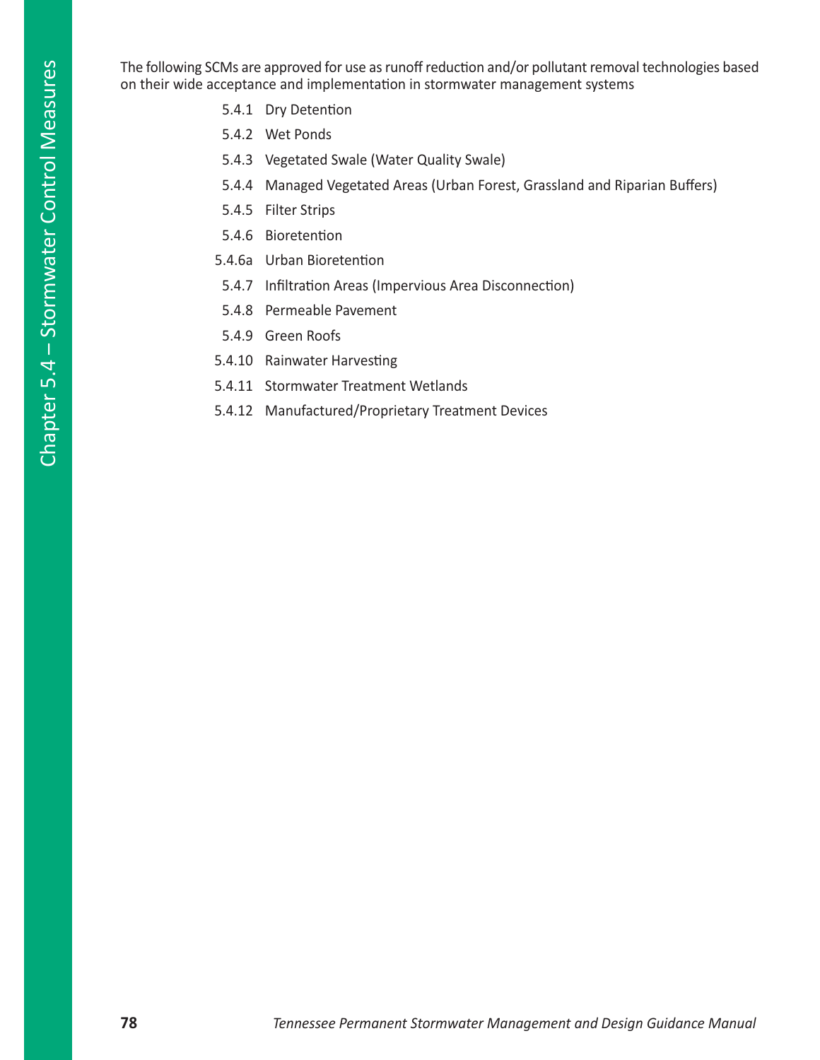The following SCMs are approved for use as runoff reduction and/or pollutant removal technologies based on their wide acceptance and implementation in stormwater management systems

- 5.4.1 Dry Detention
- 5.4.2 Wet Ponds
- 5.4.3 Vegetated Swale (Water Quality Swale)
- 5.4.4 Managed Vegetated Areas (Urban Forest, Grassland and Riparian Buffers)
- 5.4.5 Filter Strips
- 5.4.6 Bioretention
- 5.4.6a Urban Bioretention
- 5.4.7 Infiltration Areas (Impervious Area Disconnection)
- 5.4.8 Permeable Pavement
- 5.4.9 Green Roofs
- 5.4.10 Rainwater Harvesting
- 5.4.11 Stormwater Treatment Wetlands
- 5.4.12 Manufactured/Proprietary Treatment Devices